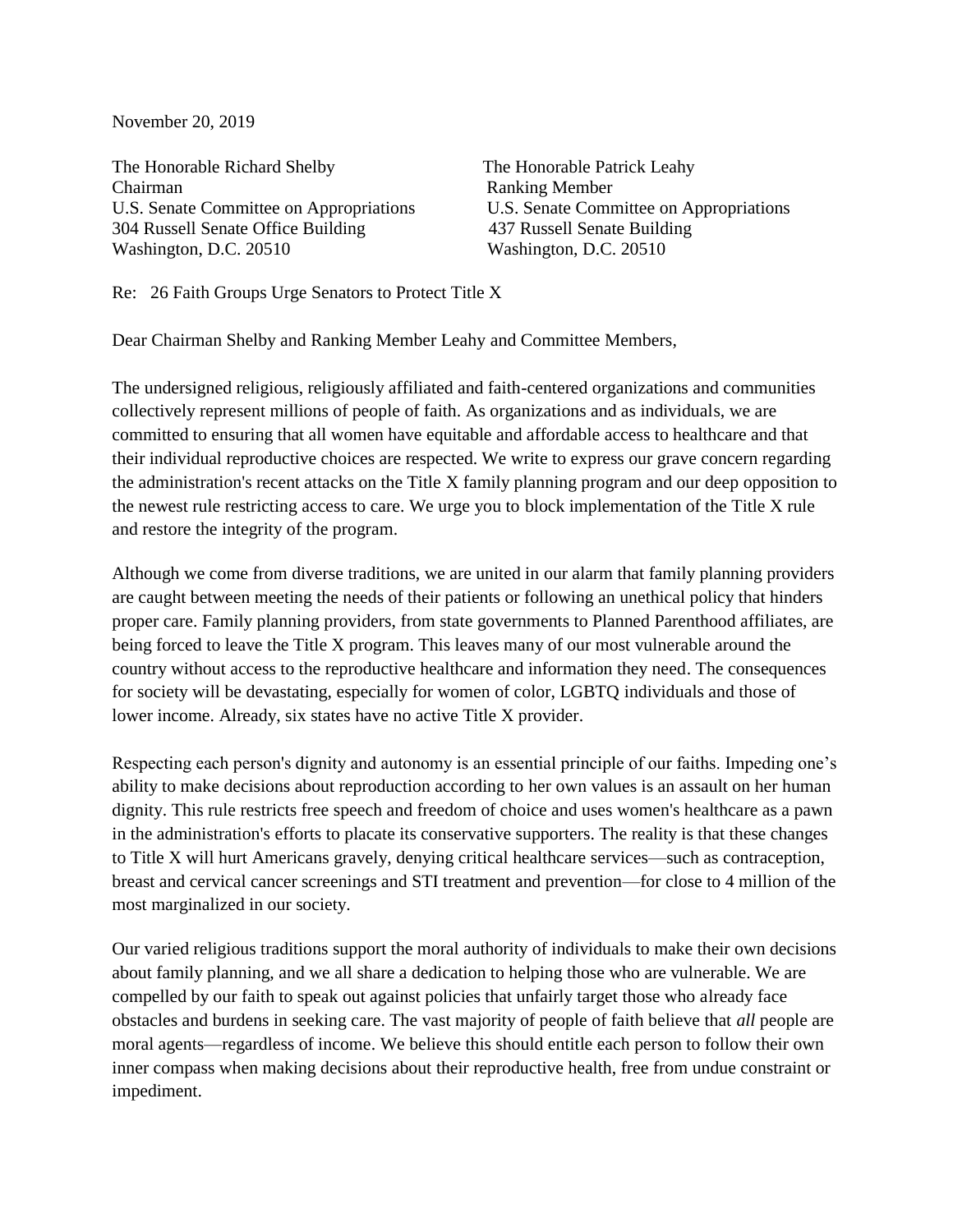November 20, 2019

The Honorable Richard Shelby
Chairman
U.S. Senate Committee on Appropriations
304 Russell Senate Office Building
Washington, D.C. 20510

The Honorable Patrick Leahy
Ranking Member
U.S. Senate Committee on Appropriations
437 Russell Senate Building
Washington, D.C. 20510

Re: 26 Faith Groups Urge Senators to Protect Title X

Dear Chairman Shelby and Ranking Member Leahy and Committee Members,

The undersigned religious, religiously affiliated and faith-centered organizations and communities collectively represent millions of people of faith. As organizations and as individuals, we are committed to ensuring that all women have equitable and affordable access to healthcare and that their individual reproductive choices are respected. We write to express our grave concern regarding the administration's recent attacks on the Title X family planning program and our deep opposition to the newest rule restricting access to care. We urge you to block implementation of the Title X rule and restore the integrity of the program.

Although we come from diverse traditions, we are united in our alarm that family planning providers are caught between meeting the needs of their patients or following an unethical policy that hinders proper care. Family planning providers, from state governments to Planned Parenthood affiliates, are being forced to leave the Title X program. This leaves many of our most vulnerable around the country without access to the reproductive healthcare and information they need. The consequences for society will be devastating, especially for women of color, LGBTQ individuals and those of lower income. Already, six states have no active Title X provider.

Respecting each person's dignity and autonomy is an essential principle of our faiths. Impeding one's ability to make decisions about reproduction according to her own values is an assault on her human dignity. This rule restricts free speech and freedom of choice and uses women's healthcare as a pawn in the administration's efforts to placate its conservative supporters. The reality is that these changes to Title X will hurt Americans gravely, denying critical healthcare services—such as contraception, breast and cervical cancer screenings and STI treatment and prevention—for close to 4 million of the most marginalized in our society.

Our varied religious traditions support the moral authority of individuals to make their own decisions about family planning, and we all share a dedication to helping those who are vulnerable. We are compelled by our faith to speak out against policies that unfairly target those who already face obstacles and burdens in seeking care. The vast majority of people of faith believe that *all* people are moral agents—regardless of income. We believe this should entitle each person to follow their own inner compass when making decisions about their reproductive health, free from undue constraint or impediment.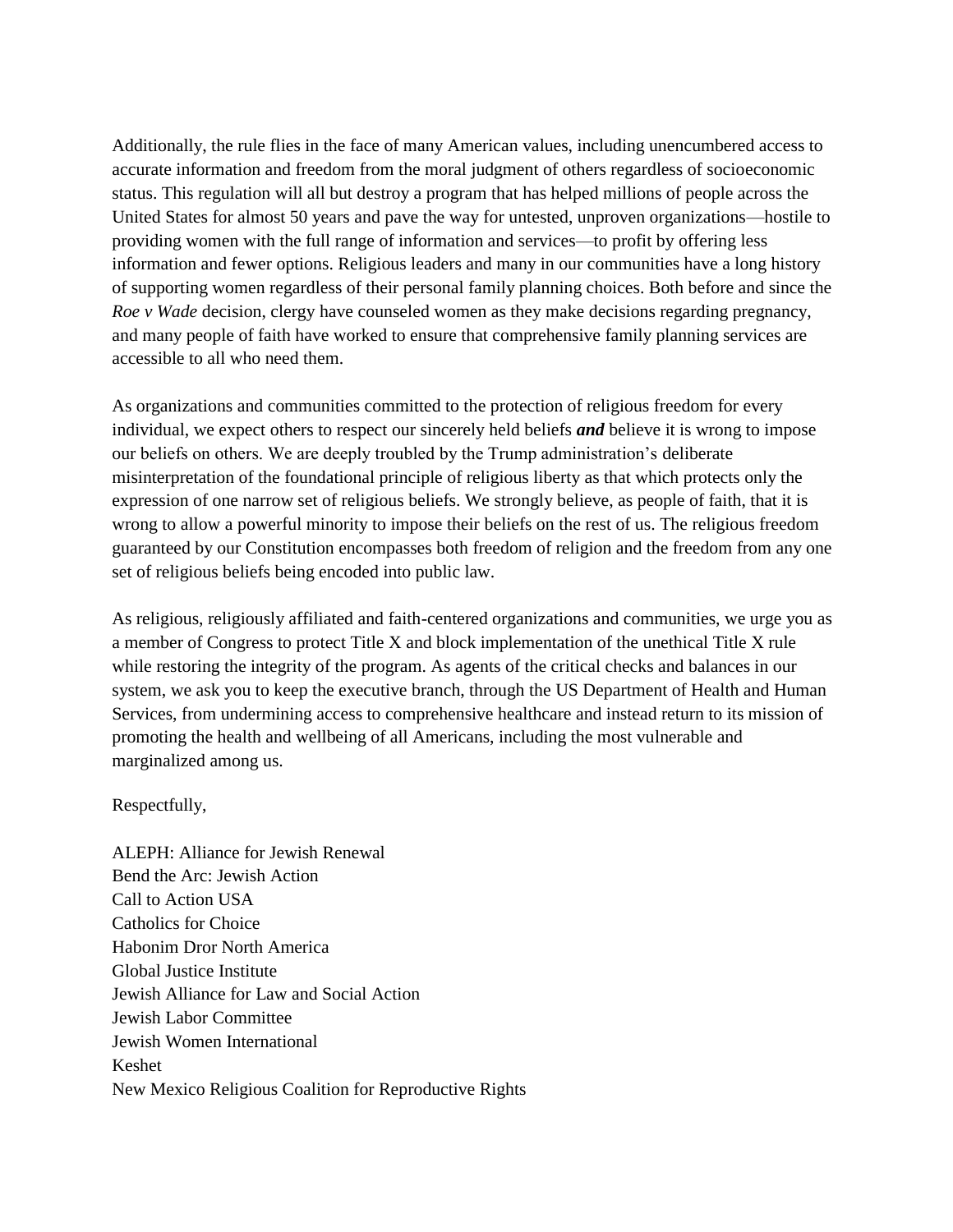Additionally, the rule flies in the face of many American values, including unencumbered access to accurate information and freedom from the moral judgment of others regardless of socioeconomic status. This regulation will all but destroy a program that has helped millions of people across the United States for almost 50 years and pave the way for untested, unproven organizations—hostile to providing women with the full range of information and services—to profit by offering less information and fewer options. Religious leaders and many in our communities have a long history of supporting women regardless of their personal family planning choices. Both before and since the *Roe v Wade* decision, clergy have counseled women as they make decisions regarding pregnancy, and many people of faith have worked to ensure that comprehensive family planning services are accessible to all who need them.

As organizations and communities committed to the protection of religious freedom for every individual, we expect others to respect our sincerely held beliefs ***and*** believe it is wrong to impose our beliefs on others. We are deeply troubled by the Trump administration's deliberate misinterpretation of the foundational principle of religious liberty as that which protects only the expression of one narrow set of religious beliefs. We strongly believe, as people of faith, that it is wrong to allow a powerful minority to impose their beliefs on the rest of us. The religious freedom guaranteed by our Constitution encompasses both freedom of religion and the freedom from any one set of religious beliefs being encoded into public law.

As religious, religiously affiliated and faith-centered organizations and communities, we urge you as a member of Congress to protect Title X and block implementation of the unethical Title X rule while restoring the integrity of the program. As agents of the critical checks and balances in our system, we ask you to keep the executive branch, through the US Department of Health and Human Services, from undermining access to comprehensive healthcare and instead return to its mission of promoting the health and wellbeing of all Americans, including the most vulnerable and marginalized among us.

Respectfully,

ALEPH: Alliance for Jewish Renewal
Bend the Arc: Jewish Action
Call to Action USA
Catholics for Choice
Habonim Dror North America
Global Justice Institute
Jewish Alliance for Law and Social Action
Jewish Labor Committee
Jewish Women International
Keshet
New Mexico Religious Coalition for Reproductive Rights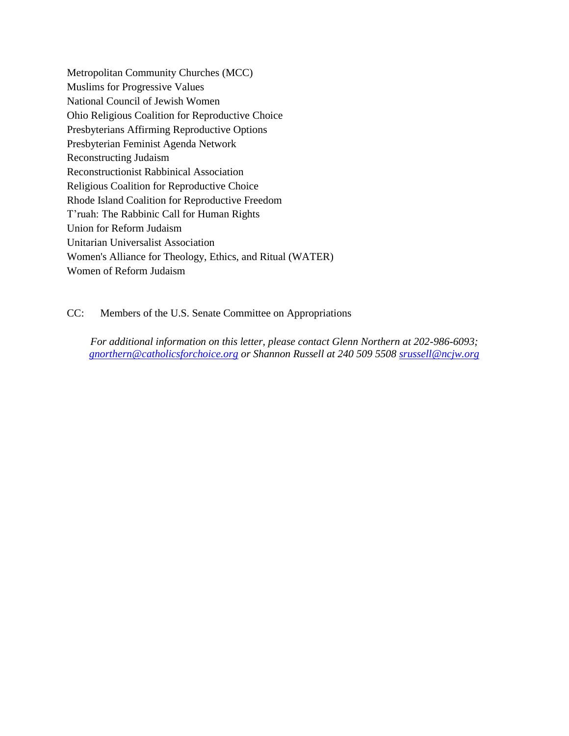Metropolitan Community Churches (MCC)
Muslims for Progressive Values
National Council of Jewish Women
Ohio Religious Coalition for Reproductive Choice
Presbyterians Affirming Reproductive Options
Presbyterian Feminist Agenda Network
Reconstructing Judaism
Reconstructionist Rabbinical Association
Religious Coalition for Reproductive Choice
Rhode Island Coalition for Reproductive Freedom
T'ruah: The Rabbinic Call for Human Rights
Union for Reform Judaism
Unitarian Universalist Association
Women's Alliance for Theology, Ethics, and Ritual (WATER)
Women of Reform Judaism

CC: Members of the U.S. Senate Committee on Appropriations

*For additional information on this letter, please contact Glenn Northern at 202-986-6093; gnorthern@catholicsforchoice.org or Shannon Russell at 240 509 5508 srussell@ncjw.org*